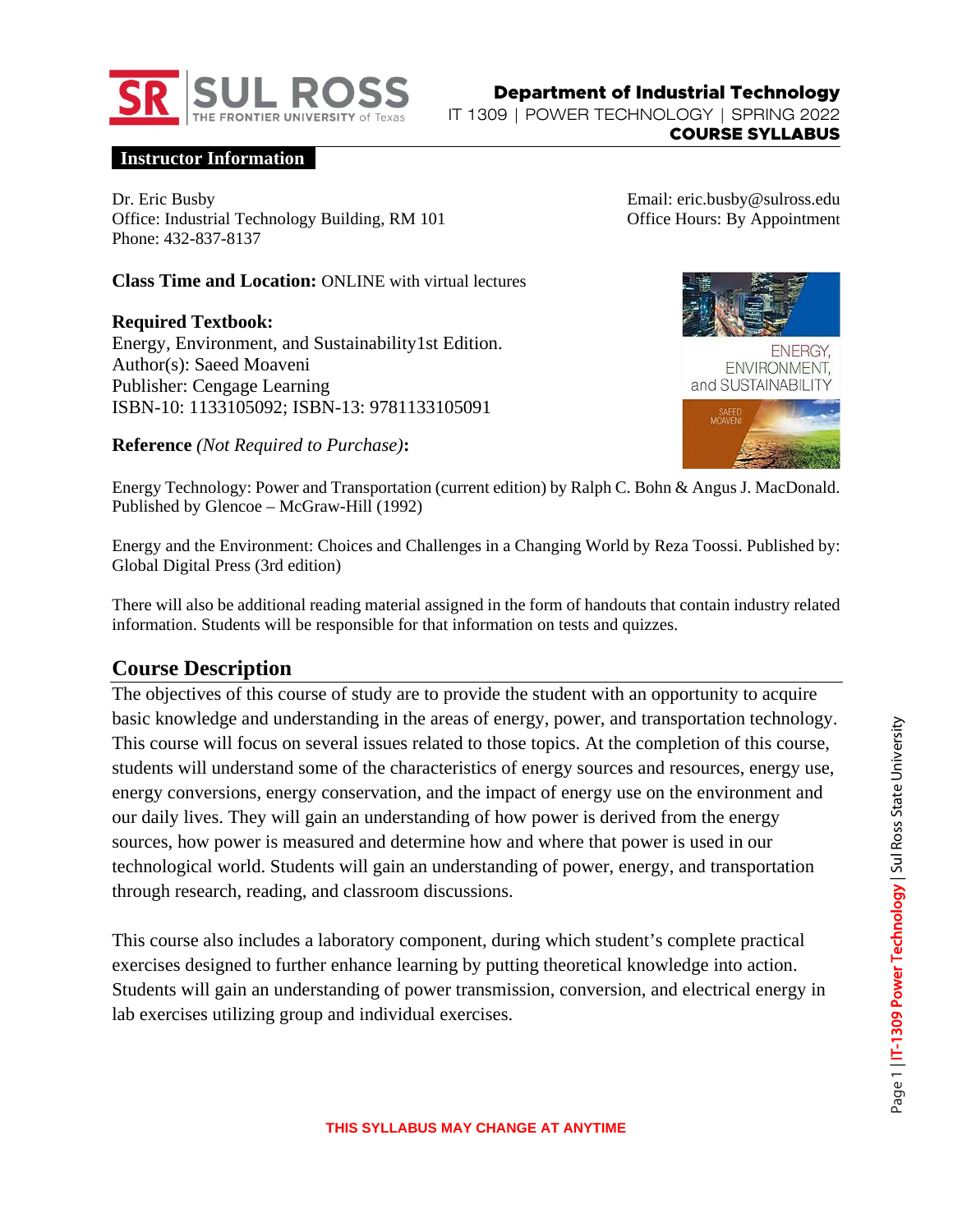Department of Industrial Technology

IT 1309 | POWER TECHNOLOGY | SPRING 2022

**COURSE SYLLABUS**

## Instructor Information

Dr. Eric Busby
Office: Industrial Technology Building, RM 101
Phone: 432-837-8137

Email: eric.busby@sulross.edu
Office Hours: By Appointment

**Class Time and Location:** ONLINE with virtual lectures

**Required Textbook:**
Energy, Environment, and Sustainability1st Edition.
Author(s): Saeed Moaveni
Publisher: Cengage Learning
ISBN-10: 1133105092; ISBN-13: 9781133105091

**Reference** *(Not Required to Purchase)***:**

Energy Technology: Power and Transportation (current edition) by Ralph C. Bohn & Angus J. MacDonald. Published by Glencoe – McGraw-Hill (1992)

Energy and the Environment: Choices and Challenges in a Changing World by Reza Toossi. Published by: Global Digital Press (3rd edition)

There will also be additional reading material assigned in the form of handouts that contain industry related information. Students will be responsible for that information on tests and quizzes.

## Course Description

The objectives of this course of study are to provide the student with an opportunity to acquire basic knowledge and understanding in the areas of energy, power, and transportation technology. This course will focus on several issues related to those topics. At the completion of this course, students will understand some of the characteristics of energy sources and resources, energy use, energy conversions, energy conservation, and the impact of energy use on the environment and our daily lives. They will gain an understanding of how power is derived from the energy sources, how power is measured and determine how and where that power is used in our technological world. Students will gain an understanding of power, energy, and transportation through research, reading, and classroom discussions.

This course also includes a laboratory component, during which student's complete practical exercises designed to further enhance learning by putting theoretical knowledge into action. Students will gain an understanding of power transmission, conversion, and electrical energy in lab exercises utilizing group and individual exercises.

**THIS SYLLABUS MAY CHANGE AT ANYTIME**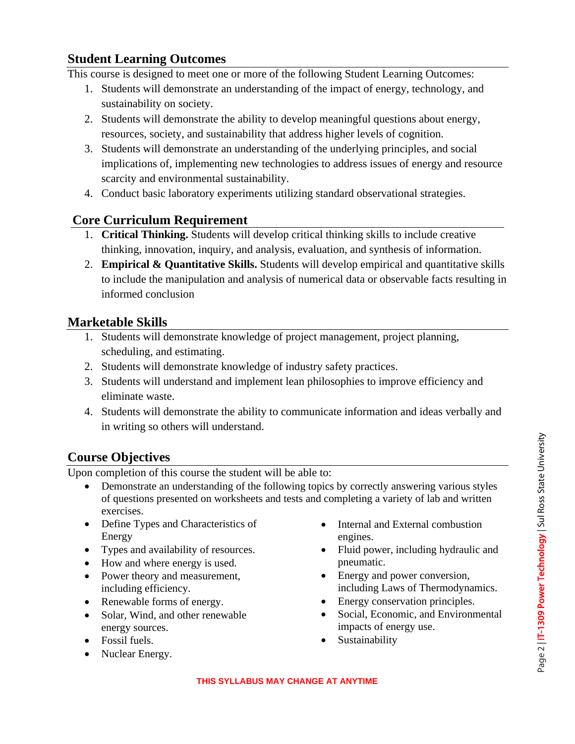## Student Learning Outcomes

This course is designed to meet one or more of the following Student Learning Outcomes:

1. Students will demonstrate an understanding of the impact of energy, technology, and sustainability on society.
2. Students will demonstrate the ability to develop meaningful questions about energy, resources, society, and sustainability that address higher levels of cognition.
3. Students will demonstrate an understanding of the underlying principles, and social implications of, implementing new technologies to address issues of energy and resource scarcity and environmental sustainability.
4. Conduct basic laboratory experiments utilizing standard observational strategies.

## Core Curriculum Requirement

1. **Critical Thinking.** Students will develop critical thinking skills to include creative thinking, innovation, inquiry, and analysis, evaluation, and synthesis of information.
2. **Empirical & Quantitative Skills.** Students will develop empirical and quantitative skills to include the manipulation and analysis of numerical data or observable facts resulting in informed conclusion

## Marketable Skills

1. Students will demonstrate knowledge of project management, project planning, scheduling, and estimating.
2. Students will demonstrate knowledge of industry safety practices.
3. Students will understand and implement lean philosophies to improve efficiency and eliminate waste.
4. Students will demonstrate the ability to communicate information and ideas verbally and in writing so others will understand.

## Course Objectives

Upon completion of this course the student will be able to:

- Demonstrate an understanding of the following topics by correctly answering various styles of questions presented on worksheets and tests and completing a variety of lab and written exercises.
- Define Types and Characteristics of Energy
- Types and availability of resources.
- How and where energy is used.
- Power theory and measurement, including efficiency.
- Renewable forms of energy.
- Solar, Wind, and other renewable energy sources.
- Fossil fuels.
- Nuclear Energy.
- Internal and External combustion engines.
- Fluid power, including hydraulic and pneumatic.
- Energy and power conversion, including Laws of Thermodynamics.
- Energy conservation principles.
- Social, Economic, and Environmental impacts of energy use.
- Sustainability

THIS SYLLABUS MAY CHANGE AT ANYTIME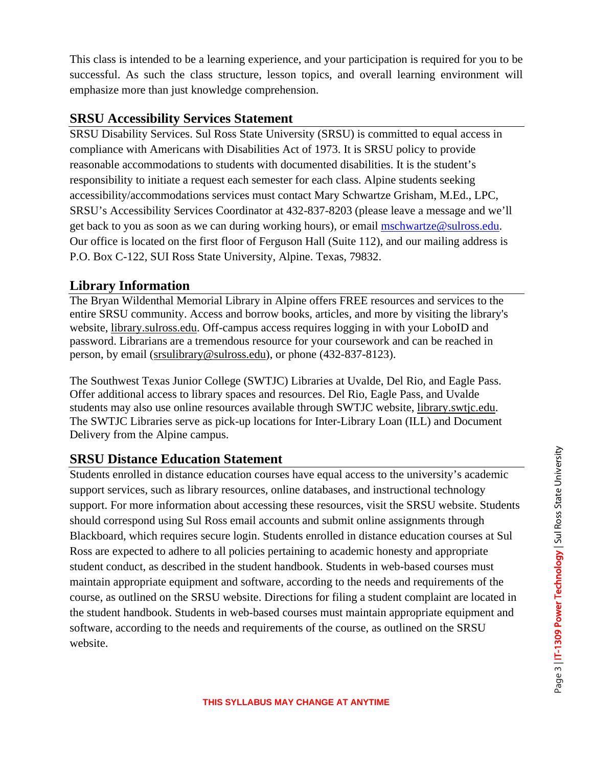This class is intended to be a learning experience, and your participation is required for you to be successful. As such the class structure, lesson topics, and overall learning environment will emphasize more than just knowledge comprehension.

## SRSU Accessibility Services Statement

SRSU Disability Services. Sul Ross State University (SRSU) is committed to equal access in compliance with Americans with Disabilities Act of 1973. It is SRSU policy to provide reasonable accommodations to students with documented disabilities. It is the student's responsibility to initiate a request each semester for each class. Alpine students seeking accessibility/accommodations services must contact Mary Schwartze Grisham, M.Ed., LPC, SRSU's Accessibility Services Coordinator at 432-837-8203 (please leave a message and we'll get back to you as soon as we can during working hours), or email mschwartze@sulross.edu. Our office is located on the first floor of Ferguson Hall (Suite 112), and our mailing address is P.O. Box C-122, SUI Ross State University, Alpine. Texas, 79832.

## Library Information

The Bryan Wildenthal Memorial Library in Alpine offers FREE resources and services to the entire SRSU community. Access and borrow books, articles, and more by visiting the library's website, library.sulross.edu. Off-campus access requires logging in with your LoboID and password. Librarians are a tremendous resource for your coursework and can be reached in person, by email (srsulibrary@sulross.edu), or phone (432-837-8123).

The Southwest Texas Junior College (SWTJC) Libraries at Uvalde, Del Rio, and Eagle Pass. Offer additional access to library spaces and resources. Del Rio, Eagle Pass, and Uvalde students may also use online resources available through SWTJC website, library.swtjc.edu. The SWTJC Libraries serve as pick-up locations for Inter-Library Loan (ILL) and Document Delivery from the Alpine campus.

## SRSU Distance Education Statement

Students enrolled in distance education courses have equal access to the university's academic support services, such as library resources, online databases, and instructional technology support. For more information about accessing these resources, visit the SRSU website. Students should correspond using Sul Ross email accounts and submit online assignments through Blackboard, which requires secure login. Students enrolled in distance education courses at Sul Ross are expected to adhere to all policies pertaining to academic honesty and appropriate student conduct, as described in the student handbook. Students in web-based courses must maintain appropriate equipment and software, according to the needs and requirements of the course, as outlined on the SRSU website. Directions for filing a student complaint are located in the student handbook. Students in web-based courses must maintain appropriate equipment and software, according to the needs and requirements of the course, as outlined on the SRSU website.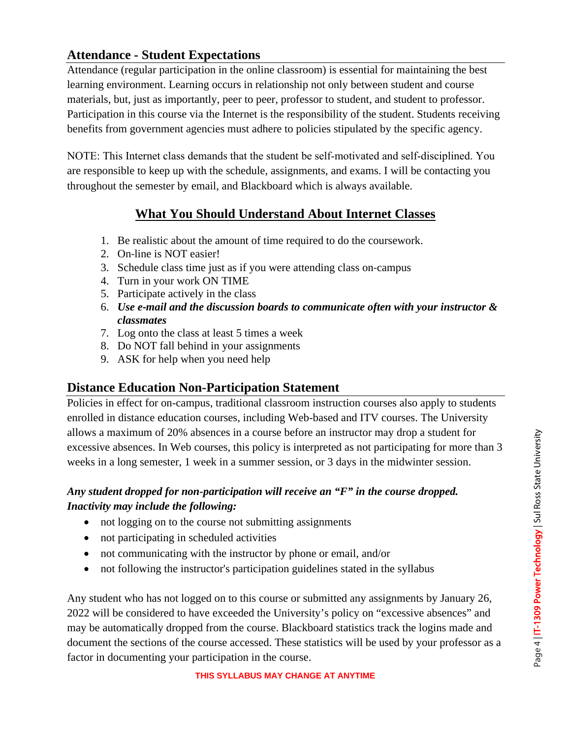## Attendance - Student Expectations

Attendance (regular participation in the online classroom) is essential for maintaining the best learning environment. Learning occurs in relationship not only between student and course materials, but, just as importantly, peer to peer, professor to student, and student to professor. Participation in this course via the Internet is the responsibility of the student. Students receiving benefits from government agencies must adhere to policies stipulated by the specific agency.

NOTE: This Internet class demands that the student be self-motivated and self-disciplined. You are responsible to keep up with the schedule, assignments, and exams. I will be contacting you throughout the semester by email, and Blackboard which is always available.

### What You Should Understand About Internet Classes

1. Be realistic about the amount of time required to do the coursework.
2. On-line is NOT easier!
3. Schedule class time just as if you were attending class on-campus
4. Turn in your work ON TIME
5. Participate actively in the class
6. ***Use e-mail and the discussion boards to communicate often with your instructor & classmates***
7. Log onto the class at least 5 times a week
8. Do NOT fall behind in your assignments
9. ASK for help when you need help

## Distance Education Non-Participation Statement

Policies in effect for on-campus, traditional classroom instruction courses also apply to students enrolled in distance education courses, including Web-based and ITV courses. The University allows a maximum of 20% absences in a course before an instructor may drop a student for excessive absences. In Web courses, this policy is interpreted as not participating for more than 3 weeks in a long semester, 1 week in a summer session, or 3 days in the midwinter session.

***Any student dropped for non-participation will receive an "F" in the course dropped. Inactivity may include the following:***

- not logging on to the course not submitting assignments
- not participating in scheduled activities
- not communicating with the instructor by phone or email, and/or
- not following the instructor's participation guidelines stated in the syllabus

Any student who has not logged on to this course or submitted any assignments by January 26, 2022 will be considered to have exceeded the University's policy on "excessive absences" and may be automatically dropped from the course. Blackboard statistics track the logins made and document the sections of the course accessed. These statistics will be used by your professor as a factor in documenting your participation in the course.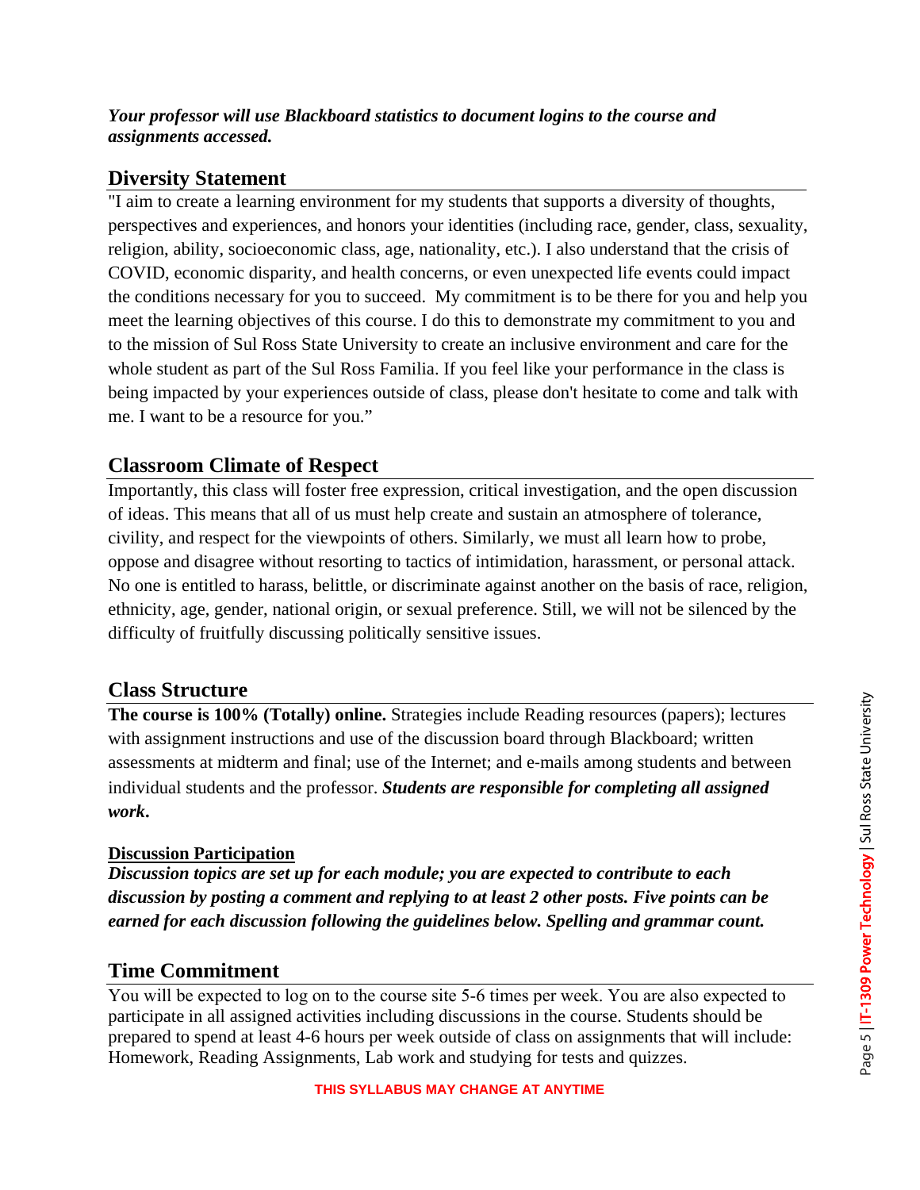***Your professor will use Blackboard statistics to document logins to the course and assignments accessed.***

## Diversity Statement

"I aim to create a learning environment for my students that supports a diversity of thoughts, perspectives and experiences, and honors your identities (including race, gender, class, sexuality, religion, ability, socioeconomic class, age, nationality, etc.). I also understand that the crisis of COVID, economic disparity, and health concerns, or even unexpected life events could impact the conditions necessary for you to succeed. My commitment is to be there for you and help you meet the learning objectives of this course. I do this to demonstrate my commitment to you and to the mission of Sul Ross State University to create an inclusive environment and care for the whole student as part of the Sul Ross Familia. If you feel like your performance in the class is being impacted by your experiences outside of class, please don't hesitate to come and talk with me. I want to be a resource for you."

## Classroom Climate of Respect

Importantly, this class will foster free expression, critical investigation, and the open discussion of ideas. This means that all of us must help create and sustain an atmosphere of tolerance, civility, and respect for the viewpoints of others. Similarly, we must all learn how to probe, oppose and disagree without resorting to tactics of intimidation, harassment, or personal attack. No one is entitled to harass, belittle, or discriminate against another on the basis of race, religion, ethnicity, age, gender, national origin, or sexual preference. Still, we will not be silenced by the difficulty of fruitfully discussing politically sensitive issues.

## Class Structure

**The course is 100% (Totally) online.** Strategies include Reading resources (papers); lectures with assignment instructions and use of the discussion board through Blackboard; written assessments at midterm and final; use of the Internet; and e-mails among students and between individual students and the professor. ***Students are responsible for completing all assigned work.***

### Discussion Participation

***Discussion topics are set up for each module; you are expected to contribute to each discussion by posting a comment and replying to at least 2 other posts. Five points can be earned for each discussion following the guidelines below. Spelling and grammar count.***

## Time Commitment

You will be expected to log on to the course site 5-6 times per week. You are also expected to participate in all assigned activities including discussions in the course. Students should be prepared to spend at least 4-6 hours per week outside of class on assignments that will include: Homework, Reading Assignments, Lab work and studying for tests and quizzes.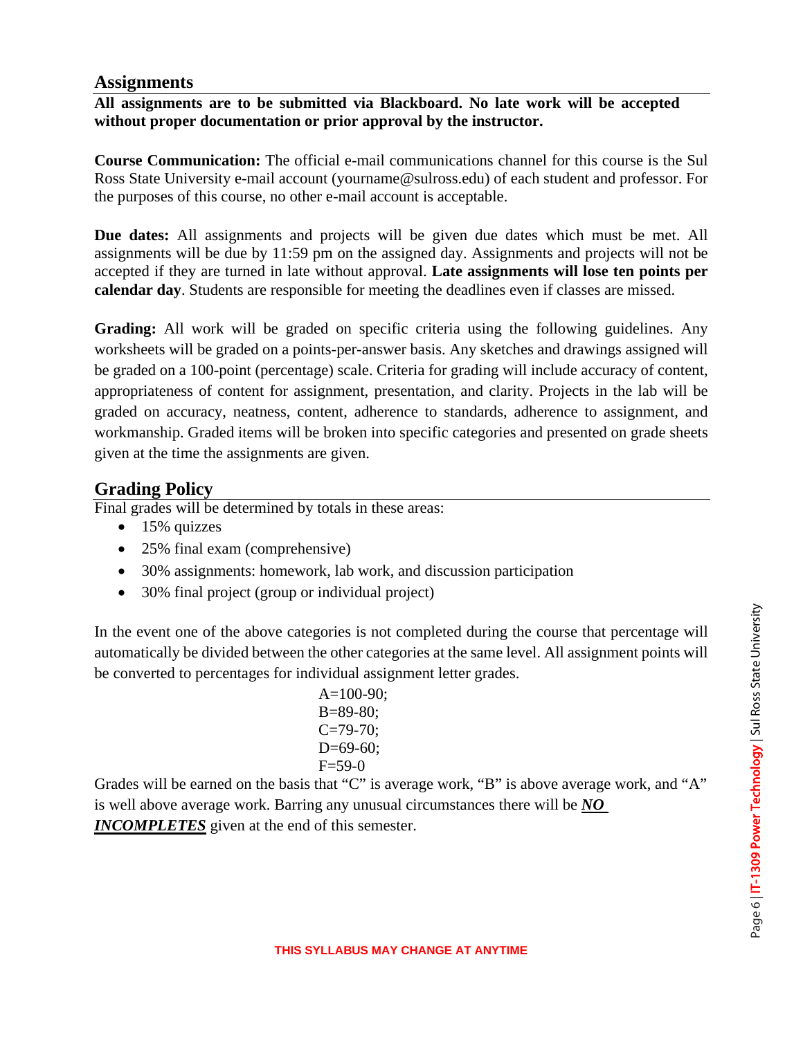## Assignments

**All assignments are to be submitted via Blackboard. No late work will be accepted without proper documentation or prior approval by the instructor.**

**Course Communication:** The official e-mail communications channel for this course is the Sul Ross State University e-mail account (yourname@sulross.edu) of each student and professor. For the purposes of this course, no other e-mail account is acceptable.

**Due dates:** All assignments and projects will be given due dates which must be met. All assignments will be due by 11:59 pm on the assigned day. Assignments and projects will not be accepted if they are turned in late without approval. **Late assignments will lose ten points per calendar day**. Students are responsible for meeting the deadlines even if classes are missed.

**Grading:** All work will be graded on specific criteria using the following guidelines. Any worksheets will be graded on a points-per-answer basis. Any sketches and drawings assigned will be graded on a 100-point (percentage) scale. Criteria for grading will include accuracy of content, appropriateness of content for assignment, presentation, and clarity. Projects in the lab will be graded on accuracy, neatness, content, adherence to standards, adherence to assignment, and workmanship. Graded items will be broken into specific categories and presented on grade sheets given at the time the assignments are given.

## Grading Policy

Final grades will be determined by totals in these areas:

- 15% quizzes
- 25% final exam (comprehensive)
- 30% assignments: homework, lab work, and discussion participation
- 30% final project (group or individual project)

In the event one of the above categories is not completed during the course that percentage will automatically be divided between the other categories at the same level. All assignment points will be converted to percentages for individual assignment letter grades.

A=100-90;
B=89-80;
C=79-70;
D=69-60;
F=59-0

Grades will be earned on the basis that "C" is average work, "B" is above average work, and "A" is well above average work. Barring any unusual circumstances there will be ***NO INCOMPLETES*** given at the end of this semester.

**THIS SYLLABUS MAY CHANGE AT ANYTIME**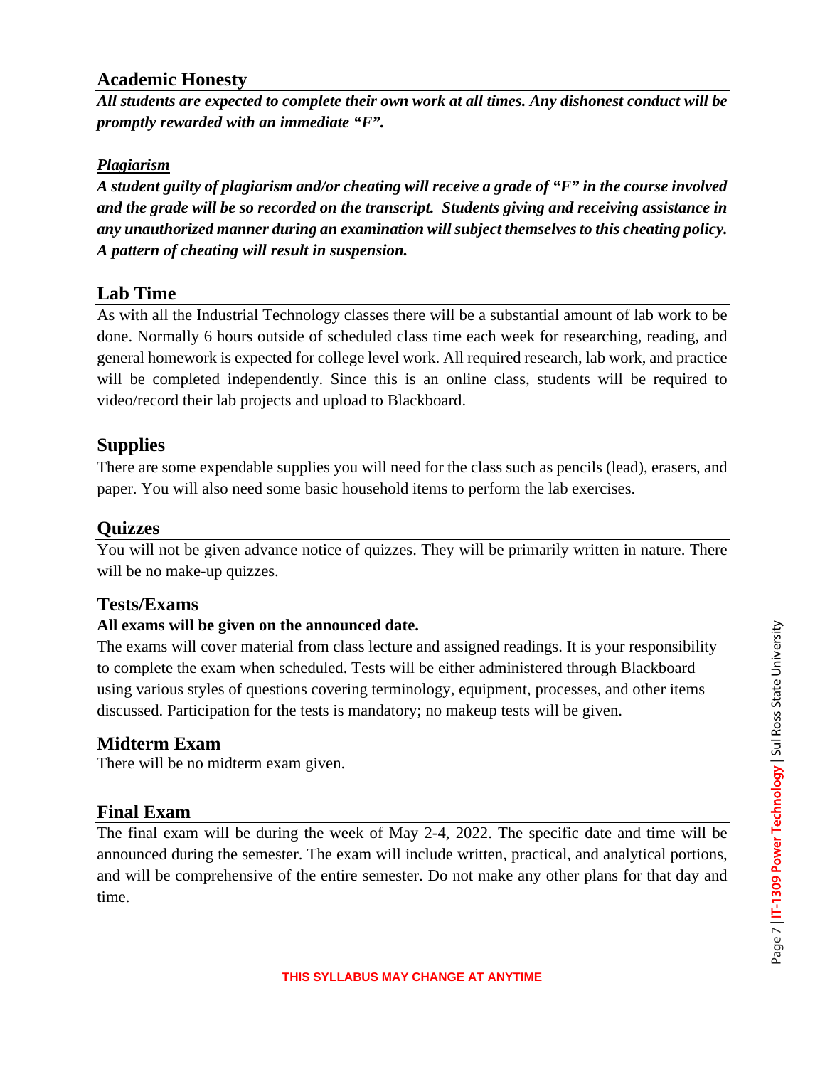## Academic Honesty

***All students are expected to complete their own work at all times. Any dishonest conduct will be promptly rewarded with an immediate "F".***

***<u>Plagiarism</u>***

***A student guilty of plagiarism and/or cheating will receive a grade of "F" in the course involved and the grade will be so recorded on the transcript. Students giving and receiving assistance in any unauthorized manner during an examination will subject themselves to this cheating policy. A pattern of cheating will result in suspension.***

## Lab Time

As with all the Industrial Technology classes there will be a substantial amount of lab work to be done. Normally 6 hours outside of scheduled class time each week for researching, reading, and general homework is expected for college level work. All required research, lab work, and practice will be completed independently. Since this is an online class, students will be required to video/record their lab projects and upload to Blackboard.

## Supplies

There are some expendable supplies you will need for the class such as pencils (lead), erasers, and paper. You will also need some basic household items to perform the lab exercises.

## Quizzes

You will not be given advance notice of quizzes. They will be primarily written in nature. There will be no make-up quizzes.

## Tests/Exams

**All exams will be given on the announced date.**

The exams will cover material from class lecture <u>and</u> assigned readings. It is your responsibility to complete the exam when scheduled. Tests will be either administered through Blackboard using various styles of questions covering terminology, equipment, processes, and other items discussed. Participation for the tests is mandatory; no makeup tests will be given.

## Midterm Exam

There will be no midterm exam given.

## Final Exam

The final exam will be during the week of May 2-4, 2022. The specific date and time will be announced during the semester. The exam will include written, practical, and analytical portions, and will be comprehensive of the entire semester. Do not make any other plans for that day and time.

**THIS SYLLABUS MAY CHANGE AT ANYTIME**